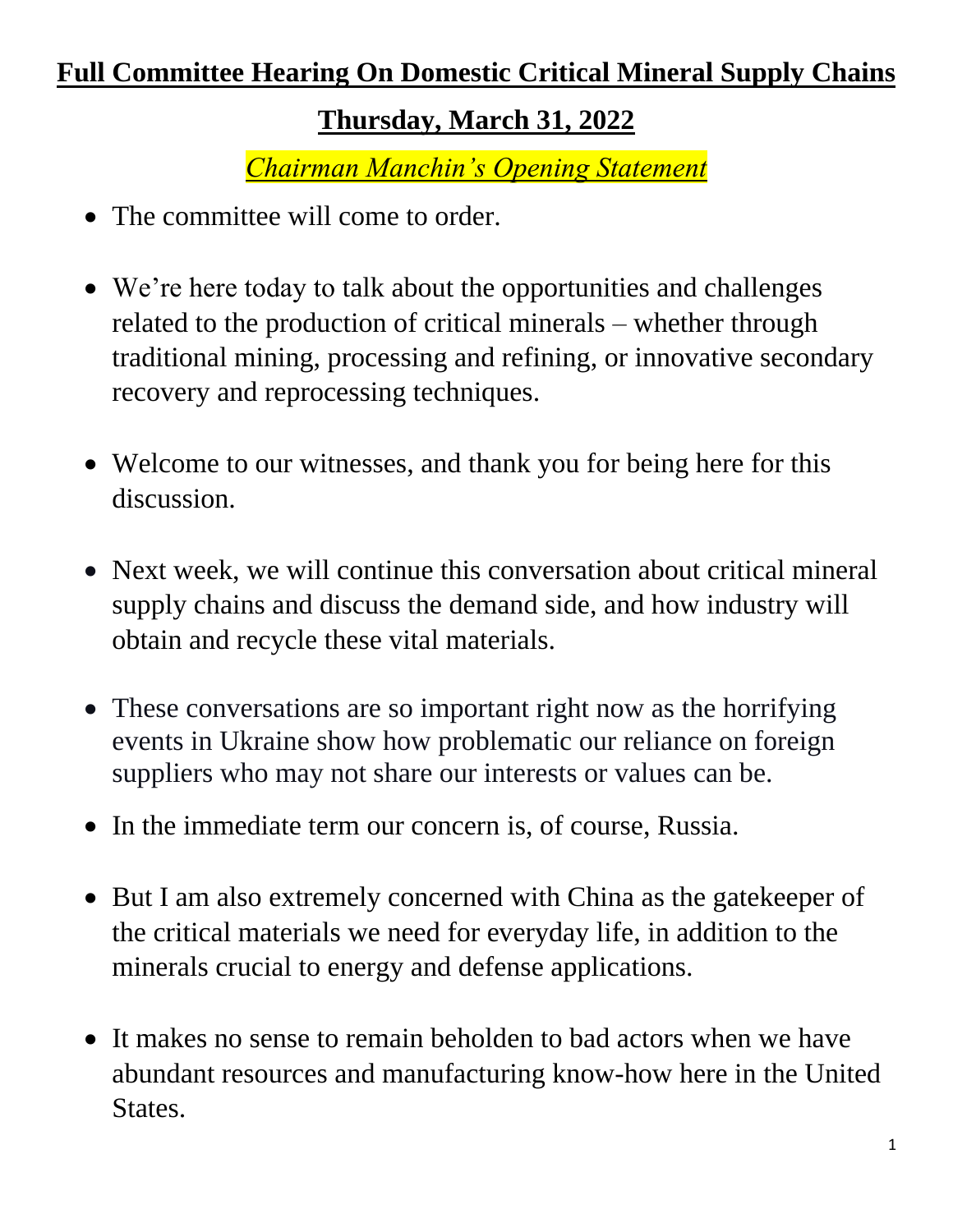# **Full Committee Hearing On Domestic Critical Mineral Supply Chains**

## **Thursday, March 31, 2022**

*Chairman Manchin's Opening Statement*

- The committee will come to order.
- We're here today to talk about the opportunities and challenges related to the production of critical minerals – whether through traditional mining, processing and refining, or innovative secondary recovery and reprocessing techniques.
- Welcome to our witnesses, and thank you for being here for this discussion.
- Next week, we will continue this conversation about critical mineral supply chains and discuss the demand side, and how industry will obtain and recycle these vital materials.
- These conversations are so important right now as the horrifying events in Ukraine show how problematic our reliance on foreign suppliers who may not share our interests or values can be.
- In the immediate term our concern is, of course, Russia.
- But I am also extremely concerned with China as the gatekeeper of the critical materials we need for everyday life, in addition to the minerals crucial to energy and defense applications.
- It makes no sense to remain beholden to bad actors when we have abundant resources and manufacturing know-how here in the United States.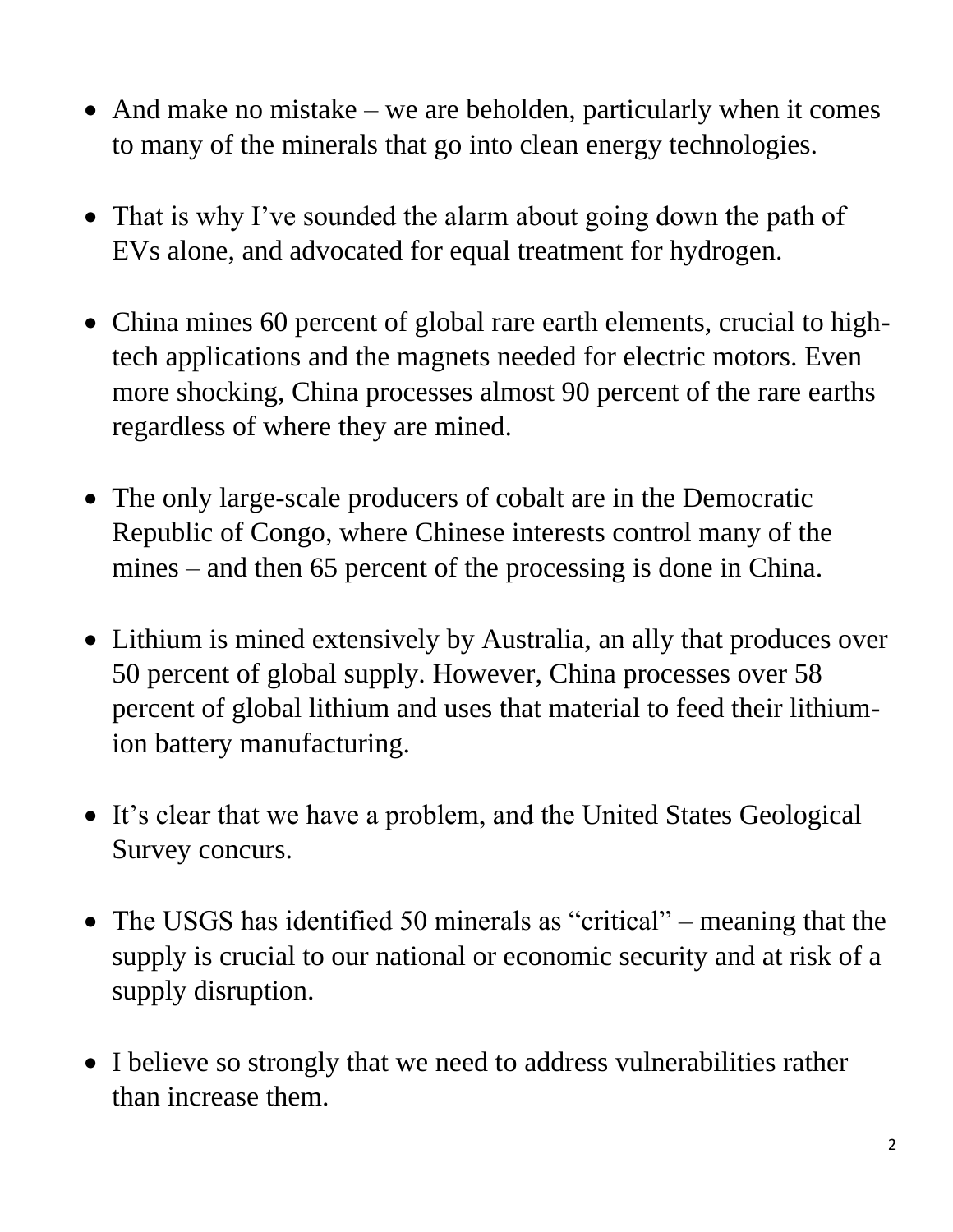- And make no mistake – we are beholden, particularly when it comes to many of the minerals that go into clean energy technologies.

- That is why I've sounded the alarm about going down the path of EVs alone, and advocated for equal treatment for hydrogen.

- China mines 60 percent of global rare earth elements, crucial to high-tech applications and the magnets needed for electric motors. Even more shocking, China processes almost 90 percent of the rare earths regardless of where they are mined.

- The only large-scale producers of cobalt are in the Democratic Republic of Congo, where Chinese interests control many of the mines – and then 65 percent of the processing is done in China.

- Lithium is mined extensively by Australia, an ally that produces over 50 percent of global supply. However, China processes over 58 percent of global lithium and uses that material to feed their lithium-ion battery manufacturing.

- It's clear that we have a problem, and the United States Geological Survey concurs.

- The USGS has identified 50 minerals as "critical" – meaning that the supply is crucial to our national or economic security and at risk of a supply disruption.

- I believe so strongly that we need to address vulnerabilities rather than increase them.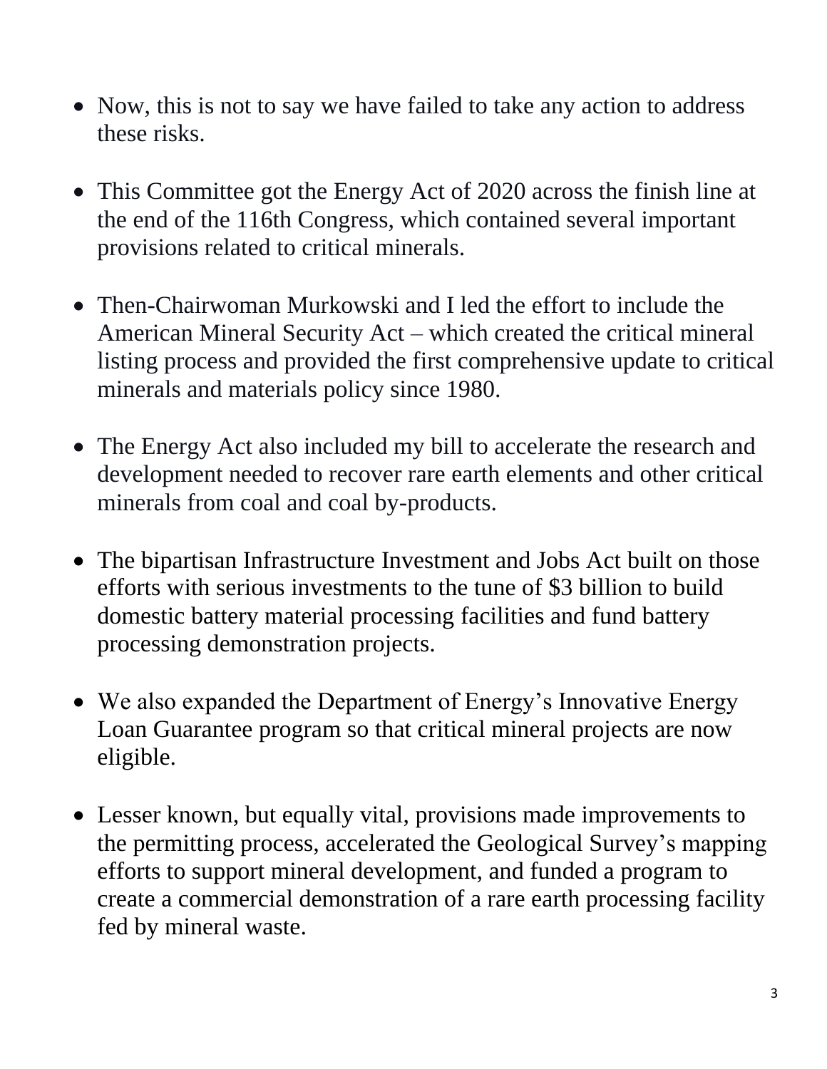- Now, this is not to say we have failed to take any action to address these risks.

- This Committee got the Energy Act of 2020 across the finish line at the end of the 116th Congress, which contained several important provisions related to critical minerals.

- Then-Chairwoman Murkowski and I led the effort to include the American Mineral Security Act – which created the critical mineral listing process and provided the first comprehensive update to critical minerals and materials policy since 1980.

- The Energy Act also included my bill to accelerate the research and development needed to recover rare earth elements and other critical minerals from coal and coal by-products.

- The bipartisan Infrastructure Investment and Jobs Act built on those efforts with serious investments to the tune of $3 billion to build domestic battery material processing facilities and fund battery processing demonstration projects.

- We also expanded the Department of Energy's Innovative Energy Loan Guarantee program so that critical mineral projects are now eligible.

- Lesser known, but equally vital, provisions made improvements to the permitting process, accelerated the Geological Survey's mapping efforts to support mineral development, and funded a program to create a commercial demonstration of a rare earth processing facility fed by mineral waste.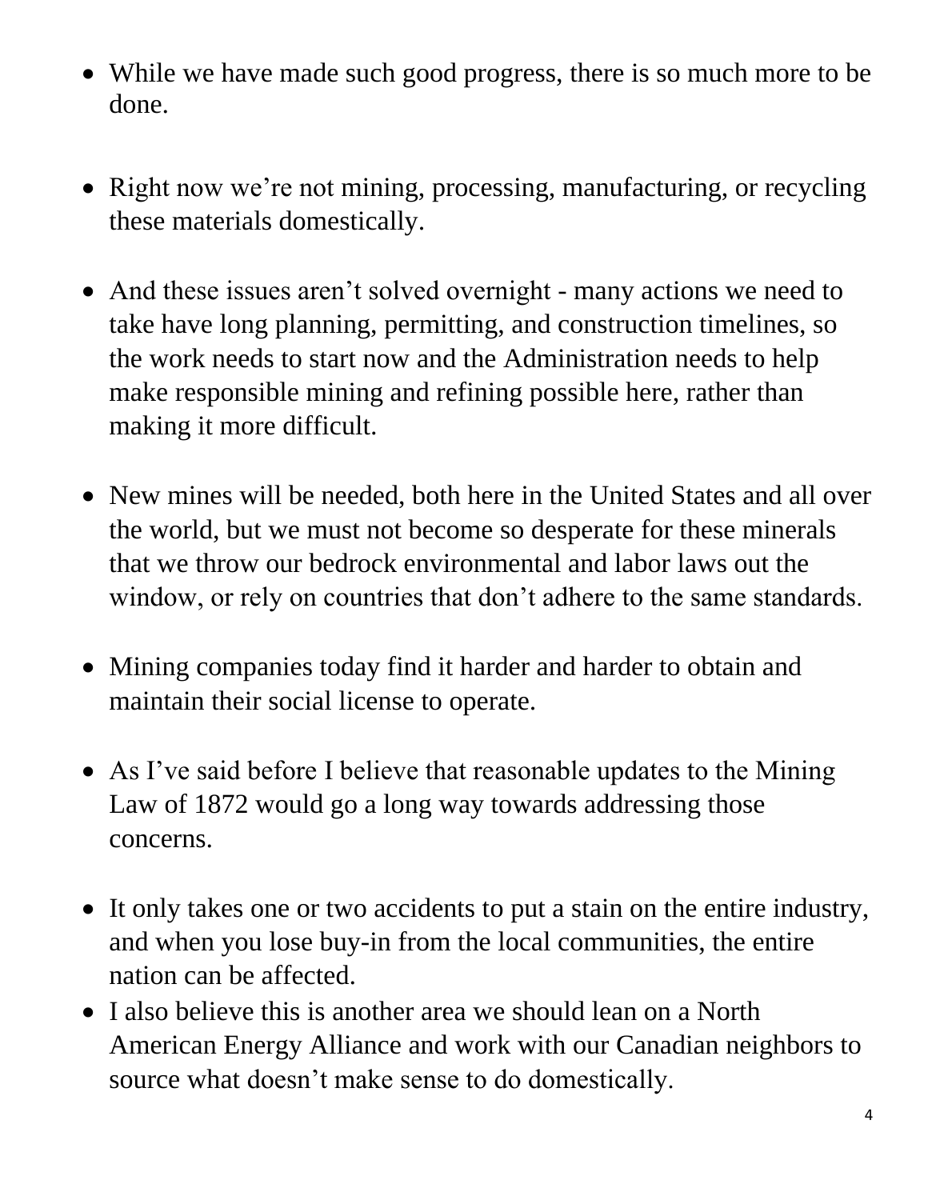- While we have made such good progress, there is so much more to be done.

- Right now we're not mining, processing, manufacturing, or recycling these materials domestically.

- And these issues aren't solved overnight - many actions we need to take have long planning, permitting, and construction timelines, so the work needs to start now and the Administration needs to help make responsible mining and refining possible here, rather than making it more difficult.

- New mines will be needed, both here in the United States and all over the world, but we must not become so desperate for these minerals that we throw our bedrock environmental and labor laws out the window, or rely on countries that don't adhere to the same standards.

- Mining companies today find it harder and harder to obtain and maintain their social license to operate.

- As I've said before I believe that reasonable updates to the Mining Law of 1872 would go a long way towards addressing those concerns.

- It only takes one or two accidents to put a stain on the entire industry, and when you lose buy-in from the local communities, the entire nation can be affected.
- I also believe this is another area we should lean on a North American Energy Alliance and work with our Canadian neighbors to source what doesn't make sense to do domestically.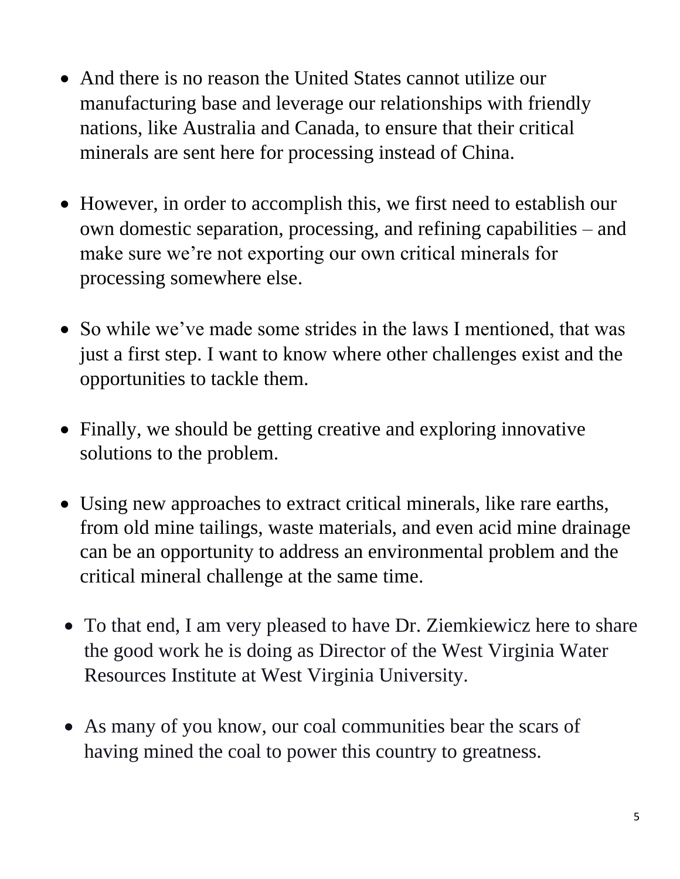- And there is no reason the United States cannot utilize our manufacturing base and leverage our relationships with friendly nations, like Australia and Canada, to ensure that their critical minerals are sent here for processing instead of China.

- However, in order to accomplish this, we first need to establish our own domestic separation, processing, and refining capabilities – and make sure we're not exporting our own critical minerals for processing somewhere else.

- So while we've made some strides in the laws I mentioned, that was just a first step. I want to know where other challenges exist and the opportunities to tackle them.

- Finally, we should be getting creative and exploring innovative solutions to the problem.

- Using new approaches to extract critical minerals, like rare earths, from old mine tailings, waste materials, and even acid mine drainage can be an opportunity to address an environmental problem and the critical mineral challenge at the same time.

- To that end, I am very pleased to have Dr. Ziemkiewicz here to share the good work he is doing as Director of the West Virginia Water Resources Institute at West Virginia University.

- As many of you know, our coal communities bear the scars of having mined the coal to power this country to greatness.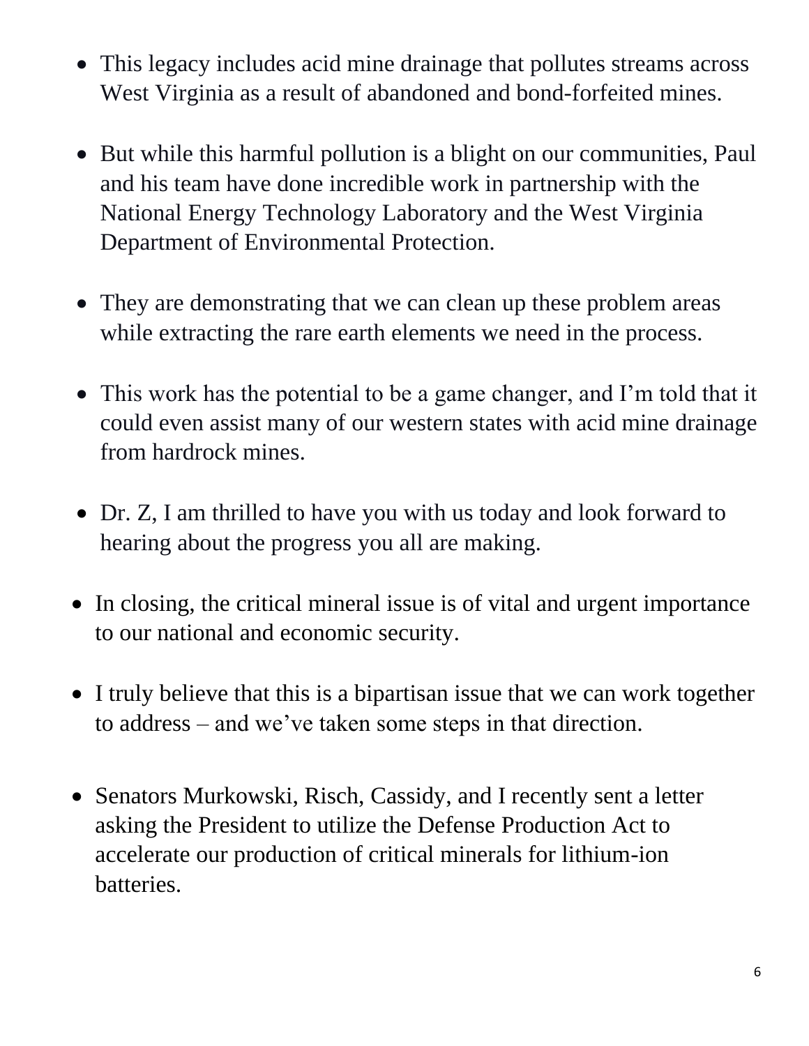- This legacy includes acid mine drainage that pollutes streams across West Virginia as a result of abandoned and bond-forfeited mines.

- But while this harmful pollution is a blight on our communities, Paul and his team have done incredible work in partnership with the National Energy Technology Laboratory and the West Virginia Department of Environmental Protection.

- They are demonstrating that we can clean up these problem areas while extracting the rare earth elements we need in the process.

- This work has the potential to be a game changer, and I'm told that it could even assist many of our western states with acid mine drainage from hardrock mines.

- Dr. Z, I am thrilled to have you with us today and look forward to hearing about the progress you all are making.

- In closing, the critical mineral issue is of vital and urgent importance to our national and economic security.

- I truly believe that this is a bipartisan issue that we can work together to address – and we've taken some steps in that direction.

- Senators Murkowski, Risch, Cassidy, and I recently sent a letter asking the President to utilize the Defense Production Act to accelerate our production of critical minerals for lithium-ion batteries.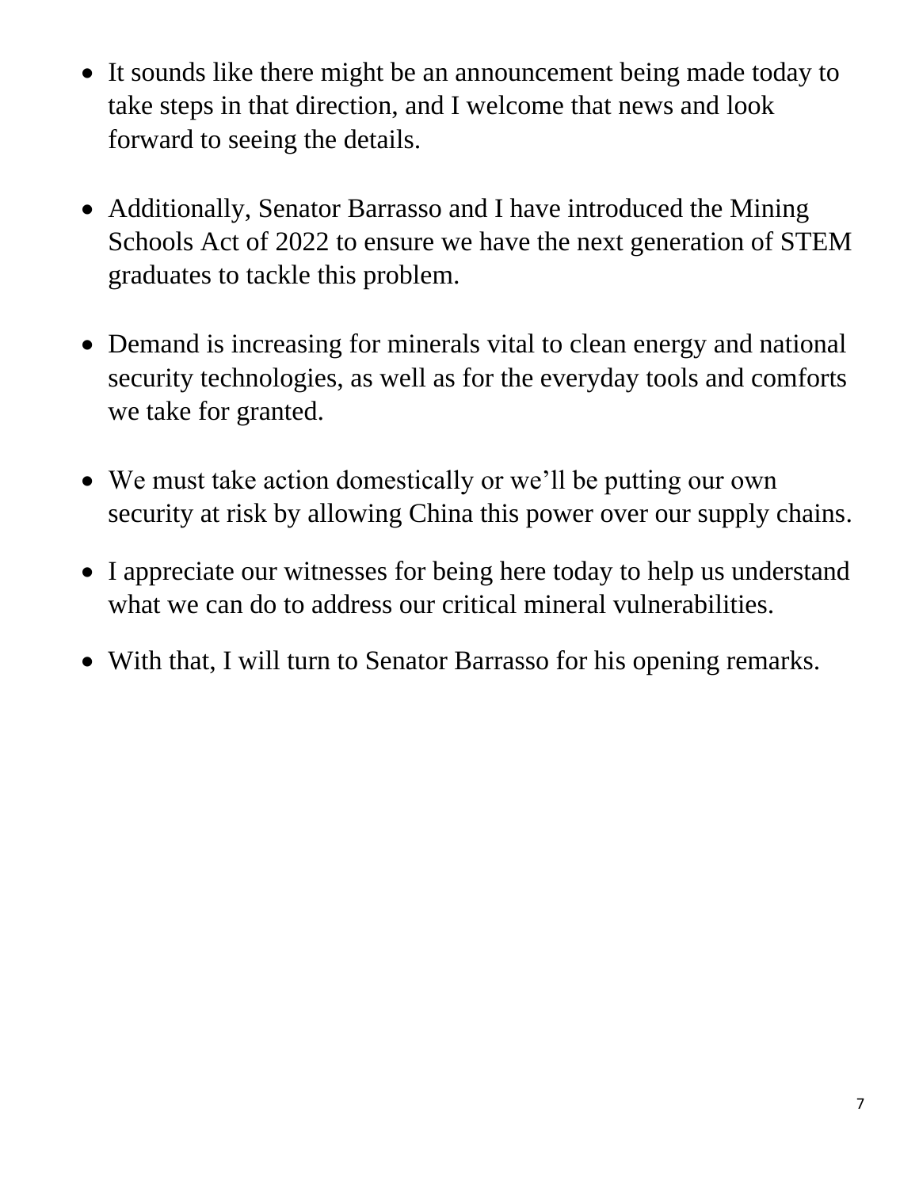- It sounds like there might be an announcement being made today to take steps in that direction, and I welcome that news and look forward to seeing the details.

- Additionally, Senator Barrasso and I have introduced the Mining Schools Act of 2022 to ensure we have the next generation of STEM graduates to tackle this problem.

- Demand is increasing for minerals vital to clean energy and national security technologies, as well as for the everyday tools and comforts we take for granted.

- We must take action domestically or we'll be putting our own security at risk by allowing China this power over our supply chains.

- I appreciate our witnesses for being here today to help us understand what we can do to address our critical mineral vulnerabilities.

- With that, I will turn to Senator Barrasso for his opening remarks.